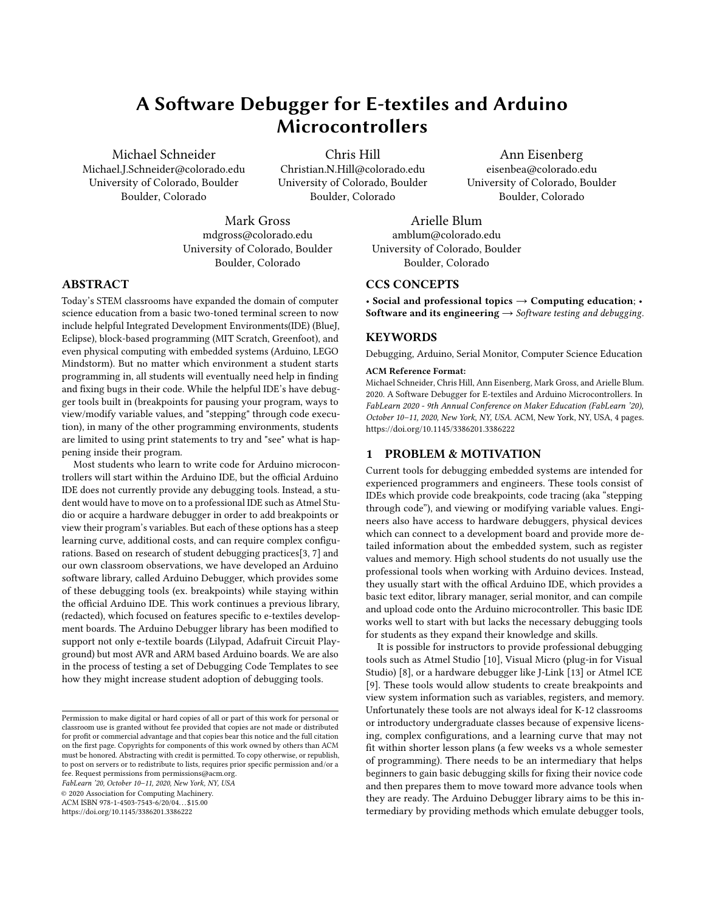# A Software Debugger for E-textiles and Arduino Microcontrollers

Michael Schneider
Michael.J.Schneider@colorado.edu
University of Colorado, Boulder
Boulder, Colorado

Chris Hill
Christian.N.Hill@colorado.edu
University of Colorado, Boulder
Boulder, Colorado

Ann Eisenberg
eisenbea@colorado.edu
University of Colorado, Boulder
Boulder, Colorado

Mark Gross
mdgross@colorado.edu
University of Colorado, Boulder
Boulder, Colorado

Arielle Blum
amblum@colorado.edu
University of Colorado, Boulder
Boulder, Colorado

## ABSTRACT

Today's STEM classrooms have expanded the domain of computer science education from a basic two-toned terminal screen to now include helpful Integrated Development Environments(IDE) (BlueJ, Eclipse), block-based programming (MIT Scratch, Greenfoot), and even physical computing with embedded systems (Arduino, LEGO Mindstorm). But no matter which environment a student starts programming in, all students will eventually need help in finding and fixing bugs in their code. While the helpful IDE's have debugger tools built in (breakpoints for pausing your program, ways to view/modify variable values, and "stepping" through code execution), in many of the other programming environments, students are limited to using print statements to try and "see" what is happening inside their program.

Most students who learn to write code for Arduino microcontrollers will start within the Arduino IDE, but the official Arduino IDE does not currently provide any debugging tools. Instead, a student would have to move on to a professional IDE such as Atmel Studio or acquire a hardware debugger in order to add breakpoints or view their program's variables. But each of these options has a steep learning curve, additional costs, and can require complex configurations. Based on research of student debugging practices[3, 7] and our own classroom observations, we have developed an Arduino software library, called Arduino Debugger, which provides some of these debugging tools (ex. breakpoints) while staying within the official Arduino IDE. This work continues a previous library, (redacted), which focused on features specific to e-textiles development boards. The Arduino Debugger library has been modified to support not only e-textile boards (Lilypad, Adafruit Circuit Playground) but most AVR and ARM based Arduino boards. We are also in the process of testing a set of Debugging Code Templates to see how they might increase student adoption of debugging tools.

## CCS CONCEPTS

• **Social and professional topics** → **Computing education**; • **Software and its engineering** → *Software testing and debugging*.

## KEYWORDS

Debugging, Arduino, Serial Monitor, Computer Science Education

**ACM Reference Format:**
Michael Schneider, Chris Hill, Ann Eisenberg, Mark Gross, and Arielle Blum. 2020. A Software Debugger for E-textiles and Arduino Microcontrollers. In *FabLearn 2020 - 9th Annual Conference on Maker Education (FabLearn '20), October 10–11, 2020, New York, NY, USA.* ACM, New York, NY, USA, 4 pages. https://doi.org/10.1145/3386201.3386222

Permission to make digital or hard copies of all or part of this work for personal or classroom use is granted without fee provided that copies are not made or distributed for profit or commercial advantage and that copies bear this notice and the full citation on the first page. Copyrights for components of this work owned by others than ACM must be honored. Abstracting with credit is permitted. To copy otherwise, or republish, to post on servers or to redistribute to lists, requires prior specific permission and/or a fee. Request permissions from permissions@acm.org.
*FabLearn '20, October 10–11, 2020, New York, NY, USA*
© 2020 Association for Computing Machinery.
ACM ISBN 978-1-4503-7543-6/20/04...$15.00
https://doi.org/10.1145/3386201.3386222

## 1 PROBLEM & MOTIVATION

Current tools for debugging embedded systems are intended for experienced programmers and engineers. These tools consist of IDEs which provide code breakpoints, code tracing (aka "stepping through code"), and viewing or modifying variable values. Engineers also have access to hardware debuggers, physical devices which can connect to a development board and provide more detailed information about the embedded system, such as register values and memory. High school students do not usually use the professional tools when working with Arduino devices. Instead, they usually start with the offical Arduino IDE, which provides a basic text editor, library manager, serial monitor, and can compile and upload code onto the Arduino microcontroller. This basic IDE works well to start with but lacks the necessary debugging tools for students as they expand their knowledge and skills.

It is possible for instructors to provide professional debugging tools such as Atmel Studio [10], Visual Micro (plug-in for Visual Studio) [8], or a hardware debugger like J-Link [13] or Atmel ICE [9]. These tools would allow students to create breakpoints and view system information such as variables, registers, and memory. Unfortunately these tools are not always ideal for K-12 classrooms or introductory undergraduate classes because of expensive licensing, complex configurations, and a learning curve that may not fit within shorter lesson plans (a few weeks vs a whole semester of programming). There needs to be an intermediary that helps beginners to gain basic debugging skills for fixing their novice code and then prepares them to move toward more advance tools when they are ready. The Arduino Debugger library aims to be this intermediary by providing methods which emulate debugger tools,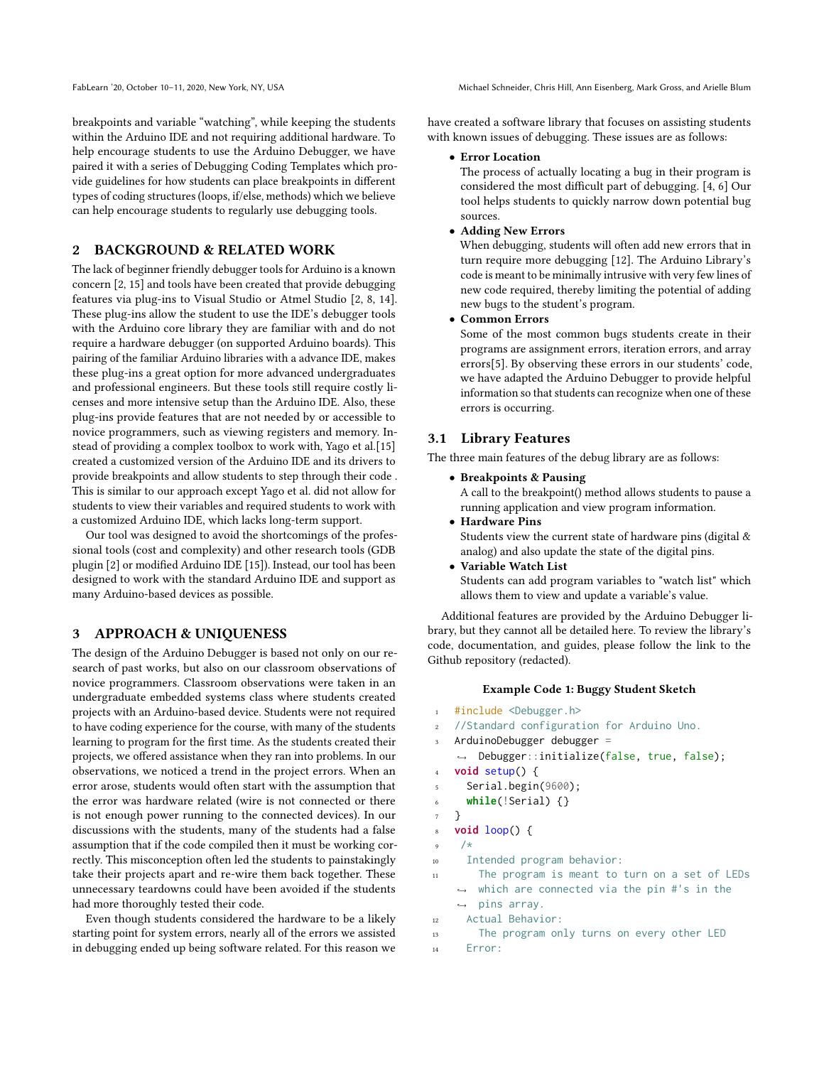breakpoints and variable "watching", while keeping the students within the Arduino IDE and not requiring additional hardware. To help encourage students to use the Arduino Debugger, we have paired it with a series of Debugging Coding Templates which provide guidelines for how students can place breakpoints in different types of coding structures (loops, if/else, methods) which we believe can help encourage students to regularly use debugging tools.

## 2 BACKGROUND & RELATED WORK

The lack of beginner friendly debugger tools for Arduino is a known concern [2, 15] and tools have been created that provide debugging features via plug-ins to Visual Studio or Atmel Studio [2, 8, 14]. These plug-ins allow the student to use the IDE's debugger tools with the Arduino core library they are familiar with and do not require a hardware debugger (on supported Arduino boards). This pairing of the familiar Arduino libraries with a advance IDE, makes these plug-ins a great option for more advanced undergraduates and professional engineers. But these tools still require costly licenses and more intensive setup than the Arduino IDE. Also, these plug-ins provide features that are not needed by or accessible to novice programmers, such as viewing registers and memory. Instead of providing a complex toolbox to work with, Yago et al.[15] created a customized version of the Arduino IDE and its drivers to provide breakpoints and allow students to step through their code . This is similar to our approach except Yago et al. did not allow for students to view their variables and required students to work with a customized Arduino IDE, which lacks long-term support.

Our tool was designed to avoid the shortcomings of the professional tools (cost and complexity) and other research tools (GDB plugin [2] or modified Arduino IDE [15]). Instead, our tool has been designed to work with the standard Arduino IDE and support as many Arduino-based devices as possible.

## 3 APPROACH & UNIQUENESS

The design of the Arduino Debugger is based not only on our research of past works, but also on our classroom observations of novice programmers. Classroom observations were taken in an undergraduate embedded systems class where students created projects with an Arduino-based device. Students were not required to have coding experience for the course, with many of the students learning to program for the first time. As the students created their projects, we offered assistance when they ran into problems. In our observations, we noticed a trend in the project errors. When an error arose, students would often start with the assumption that the error was hardware related (wire is not connected or there is not enough power running to the connected devices). In our discussions with the students, many of the students had a false assumption that if the code compiled then it must be working correctly. This misconception often led the students to painstakingly take their projects apart and re-wire them back together. These unnecessary teardowns could have been avoided if the students had more thoroughly tested their code.

Even though students considered the hardware to be a likely starting point for system errors, nearly all of the errors we assisted in debugging ended up being software related. For this reason we have created a software library that focuses on assisting students with known issues of debugging. These issues are as follows:

- **Error Location**
  The process of actually locating a bug in their program is considered the most difficult part of debugging. [4, 6] Our tool helps students to quickly narrow down potential bug sources.
- **Adding New Errors**
  When debugging, students will often add new errors that in turn require more debugging [12]. The Arduino Library's code is meant to be minimally intrusive with very few lines of new code required, thereby limiting the potential of adding new bugs to the student's program.
- **Common Errors**
  Some of the most common bugs students create in their programs are assignment errors, iteration errors, and array errors[5]. By observing these errors in our students' code, we have adapted the Arduino Debugger to provide helpful information so that students can recognize when one of these errors is occurring.

### 3.1 Library Features

The three main features of the debug library are as follows:

- **Breakpoints & Pausing**
  A call to the breakpoint() method allows students to pause a running application and view program information.
- **Hardware Pins**
  Students view the current state of hardware pins (digital & analog) and also update the state of the digital pins.
- **Variable Watch List**
  Students can add program variables to "watch list" which allows them to view and update a variable's value.

Additional features are provided by the Arduino Debugger library, but they cannot all be detailed here. To review the library's code, documentation, and guides, please follow the link to the Github repository (redacted).

**Example Code 1: Buggy Student Sketch**

```
1  #include <Debugger.h>
2  //Standard configuration for Arduino Uno.
3  ArduinoDebugger debugger =
   ↪  Debugger::initialize(false, true, false);
4  void setup() {
5    Serial.begin(9600);
6    while(!Serial) {}
7  }
8  void loop() {
9   /*
10   Intended program behavior:
11     The program is meant to turn on a set of LEDs
   ↪  which are connected via the pin #'s in the
   ↪  pins array.
12   Actual Behavior:
13     The program only turns on every other LED
14   Error:
```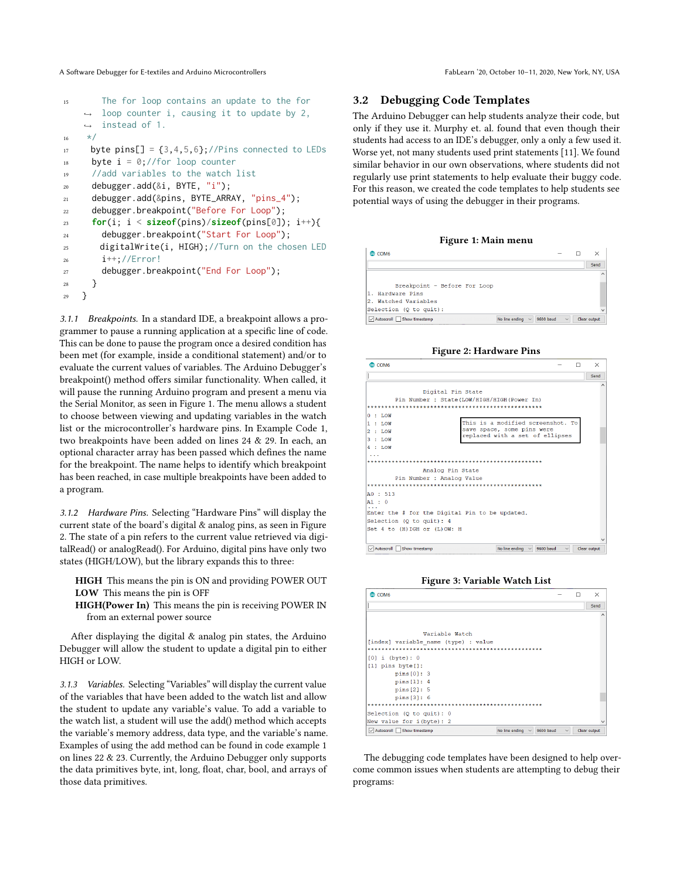```
15      The for loop contains an update to the for
    ↪   loop counter i, causing it to update by 2,
    ↪   instead of 1.
16    */
17    byte pins[] = {3,4,5,6};//Pins connected to LEDs
18    byte i = 0;//for loop counter
19    //add variables to the watch list
20    debugger.add(&i, BYTE, "i");
21    debugger.add(&pins, BYTE_ARRAY, "pins_4");
22    debugger.breakpoint("Before For Loop");
23    for(i; i < sizeof(pins)/sizeof(pins[0]); i++){
24      debugger.breakpoint("Start For Loop");
25      digitalWrite(i, HIGH);//Turn on the chosen LED
26      i++;//Error!
27      debugger.breakpoint("End For Loop");
28    }
29  }
```

*3.1.1 Breakpoints.* In a standard IDE, a breakpoint allows a programmer to pause a running application at a specific line of code. This can be done to pause the program once a desired condition has been met (for example, inside a conditional statement) and/or to evaluate the current values of variables. The Arduino Debugger's breakpoint() method offers similar functionality. When called, it will pause the running Arduino program and present a menu via the Serial Monitor, as seen in Figure 1. The menu allows a student to choose between viewing and updating variables in the watch list or the microcontroller's hardware pins. In Example Code 1, two breakpoints have been added on lines 24 & 29. In each, an optional character array has been passed which defines the name for the breakpoint. The name helps to identify which breakpoint has been reached, in case multiple breakpoints have been added to a program.

*3.1.2 Hardware Pins.* Selecting "Hardware Pins" will display the current state of the board's digital & analog pins, as seen in Figure 2. The state of a pin refers to the current value retrieved via digitalRead() or analogRead(). For Arduino, digital pins have only two states (HIGH/LOW), but the library expands this to three:

**HIGH** This means the pin is ON and providing POWER OUT
**LOW** This means the pin is OFF
**HIGH(Power In)** This means the pin is receiving POWER IN from an external power source

After displaying the digital & analog pin states, the Arduino Debugger will allow the student to update a digital pin to either HIGH or LOW.

*3.1.3 Variables.* Selecting "Variables" will display the current value of the variables that have been added to the watch list and allow the student to update any variable's value. To add a variable to the watch list, a student will use the add() method which accepts the variable's memory address, data type, and the variable's name. Examples of using the add method can be found in code example 1 on lines 22 & 23. Currently, the Arduino Debugger only supports the data primitives byte, int, long, float, char, bool, and arrays of those data primitives.

## 3.2 Debugging Code Templates

The Arduino Debugger can help students analyze their code, but only if they use it. Murphy et. al. found that even though their students had access to an IDE's debugger, only a only a few used it. Worse yet, not many students used print statements [11]. We found similar behavior in our own observations, where students did not regularly use print statements to help evaluate their buggy code. For this reason, we created the code templates to help students see potential ways of using the debugger in their programs.

**Figure 1: Main menu**

```
COM6
        Breakpoint - Before For Loop
1. Hardware Pins
2. Watched Variables
Selection (Q to quit):
```

**Figure 2: Hardware Pins**

```
COM6
              Digital Pin State
        Pin Number : State(LOW/HIGH/HIGH(Power In)
***************************************************
0 : LOW
1 : LOW        This is a modified screenshot. To
2 : LOW        save space, some pins were
3 : LOW        replaced with a set of ellipses
4 : LOW
 ...
***************************************************
              Analog Pin State
        Pin Number : Analog Value
***************************************************
A0 : 513
A1 : 0
...
Enter the # for the Digital Pin to be updated.
Selection (Q to quit): 4
Set 4 to (H)IGH or (L)OW: H
```

**Figure 3: Variable Watch List**

```
COM6
              Variable Watch
[index] variable_name (type) : value
***************************************************
[0] i (byte): 0
[1] pins byte[]:
        pins[0]: 3
        pins[1]: 4
        pins[2]: 5
        pins[3]: 6
***************************************************
Selection (Q to quit): 0
New value for i(byte): 2
```

The debugging code templates have been designed to help overcome common issues when students are attempting to debug their programs: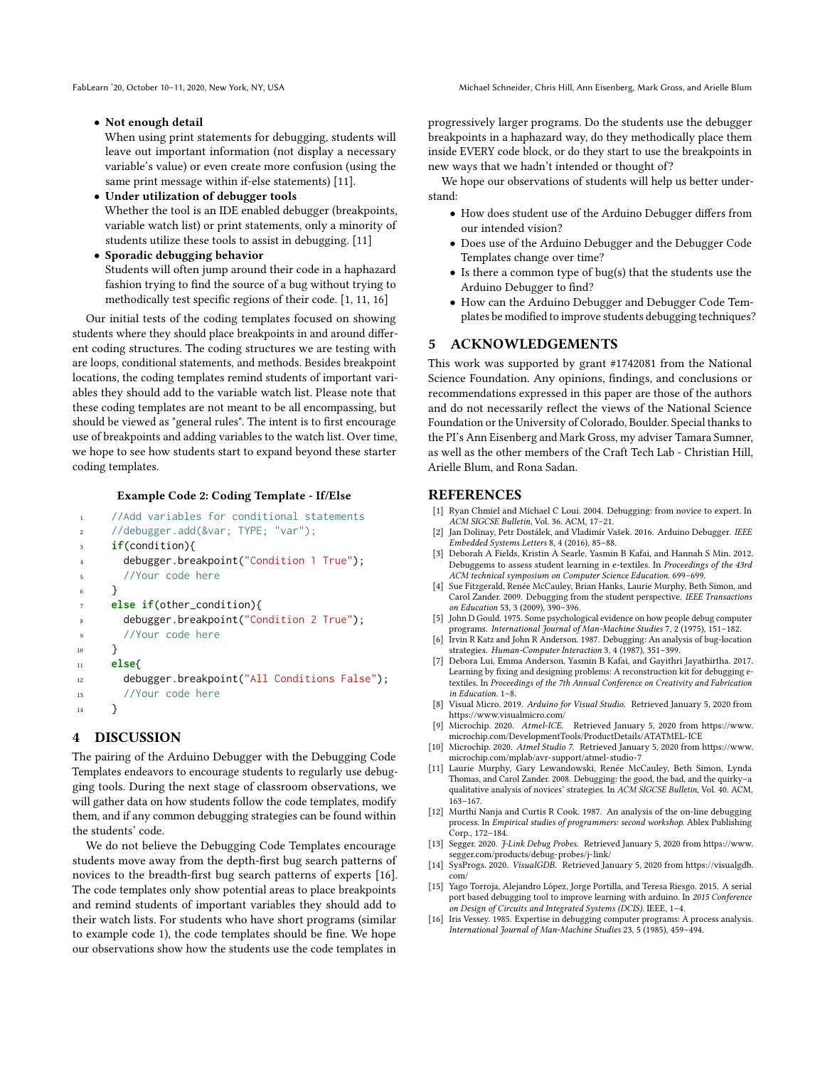- **Not enough detail**
  When using print statements for debugging, students will leave out important information (not display a necessary variable's value) or even create more confusion (using the same print message within if-else statements) [11].
- **Under utilization of debugger tools**
  Whether the tool is an IDE enabled debugger (breakpoints, variable watch list) or print statements, only a minority of students utilize these tools to assist in debugging. [11]
- **Sporadic debugging behavior**
  Students will often jump around their code in a haphazard fashion trying to find the source of a bug without trying to methodically test specific regions of their code. [1, 11, 16]

Our initial tests of the coding templates focused on showing students where they should place breakpoints in and around different coding structures. The coding structures we are testing with are loops, conditional statements, and methods. Besides breakpoint locations, the coding templates remind students of important variables they should add to the variable watch list. Please note that these coding templates are not meant to be all encompassing, but should be viewed as "general rules". The intent is to first encourage use of breakpoints and adding variables to the watch list. Over time, we hope to see how students start to expand beyond these starter coding templates.

**Example Code 2: Coding Template - If/Else**

```
//Add variables for conditional statements
//debugger.add(&var; TYPE; "var");
if(condition){
  debugger.breakpoint("Condition 1 True");
  //Your code here
}
else if(other_condition){
  debugger.breakpoint("Condition 2 True");
  //Your code here
}
else{
  debugger.breakpoint("All Conditions False");
  //Your code here
}
```

## 4 DISCUSSION

The pairing of the Arduino Debugger with the Debugging Code Templates endeavors to encourage students to regularly use debugging tools. During the next stage of classroom observations, we will gather data on how students follow the code templates, modify them, and if any common debugging strategies can be found within the students' code.

We do not believe the Debugging Code Templates encourage students move away from the depth-first bug search patterns of novices to the breadth-first bug search patterns of experts [16]. The code templates only show potential areas to place breakpoints and remind students of important variables they should add to their watch lists. For students who have short programs (similar to example code 1), the code templates should be fine. We hope our observations show how the students use the code templates in progressively larger programs. Do the students use the debugger breakpoints in a haphazard way, do they methodically place them inside EVERY code block, or do they start to use the breakpoints in new ways that we hadn't intended or thought of?

We hope our observations of students will help us better understand:

- How does student use of the Arduino Debugger differs from our intended vision?
- Does use of the Arduino Debugger and the Debugger Code Templates change over time?
- Is there a common type of bug(s) that the students use the Arduino Debugger to find?
- How can the Arduino Debugger and Debugger Code Templates be modified to improve students debugging techniques?

## 5 ACKNOWLEDGEMENTS

This work was supported by grant #1742081 from the National Science Foundation. Any opinions, findings, and conclusions or recommendations expressed in this paper are those of the authors and do not necessarily reflect the views of the National Science Foundation or the University of Colorado, Boulder. Special thanks to the PI's Ann Eisenberg and Mark Gross, my adviser Tamara Sumner, as well as the other members of the Craft Tech Lab - Christian Hill, Arielle Blum, and Rona Sadan.

## REFERENCES

[1] Ryan Chmiel and Michael C Loui. 2004. Debugging: from novice to expert. In *ACM SIGCSE Bulletin*, Vol. 36. ACM, 17–21.

[2] Jan Dolinay, Petr Dostálek, and Vladimír Vašek. 2016. Arduino Debugger. *IEEE Embedded Systems Letters* 8, 4 (2016), 85–88.

[3] Deborah A Fields, Kristin A Searle, Yasmin B Kafai, and Hannah S Min. 2012. Debuggems to assess student learning in e-textiles. In *Proceedings of the 43rd ACM technical symposium on Computer Science Education*. 699–699.

[4] Sue Fitzgerald, Renée McCauley, Brian Hanks, Laurie Murphy, Beth Simon, and Carol Zander. 2009. Debugging from the student perspective. *IEEE Transactions on Education* 53, 3 (2009), 390–396.

[5] John D Gould. 1975. Some psychological evidence on how people debug computer programs. *International Journal of Man-Machine Studies* 7, 2 (1975), 151–182.

[6] Irvin R Katz and John R Anderson. 1987. Debugging: An analysis of bug-location strategies. *Human-Computer Interaction* 3, 4 (1987), 351–399.

[7] Debora Lui, Emma Anderson, Yasmin B Kafai, and Gayithri Jayathirtha. 2017. Learning by fixing and designing problems: A reconstruction kit for debugging e-textiles. In *Proceedings of the 7th Annual Conference on Creativity and Fabrication in Education*. 1–8.

[8] Visual Micro. 2019. *Arduino for Visual Studio*. Retrieved January 5, 2020 from https://www.visualmicro.com/

[9] Microchip. 2020. *Atmel-ICE*. Retrieved January 5, 2020 from https://www.microchip.com/DevelopmentTools/ProductDetails/ATATMEL-ICE

[10] Microchip. 2020. *Atmel Studio 7*. Retrieved January 5, 2020 from https://www.microchip.com/mplab/avr-support/atmel-studio-7

[11] Laurie Murphy, Gary Lewandowski, Renée McCauley, Beth Simon, Lynda Thomas, and Carol Zander. 2008. Debugging: the good, the bad, and the quirky–a qualitative analysis of novices' strategies. In *ACM SIGCSE Bulletin*, Vol. 40. ACM, 163–167.

[12] Murthi Nanja and Curtis R Cook. 1987. An analysis of the on-line debugging process. In *Empirical studies of programmers: second workshop*. Ablex Publishing Corp., 172–184.

[13] Segger. 2020. *J-Link Debug Probes*. Retrieved January 5, 2020 from https://www.segger.com/products/debug-probes/j-link/

[14] SysProgs. 2020. *VisualGDB*. Retrieved January 5, 2020 from https://visualgdb.com/

[15] Yago Torroja, Alejandro López, Jorge Portilla, and Teresa Riesgo. 2015. A serial port based debugging tool to improve learning with arduino. In *2015 Conference on Design of Circuits and Integrated Systems (DCIS)*. IEEE, 1–4.

[16] Iris Vessey. 1985. Expertise in debugging computer programs: A process analysis. *International Journal of Man-Machine Studies* 23, 5 (1985), 459–494.